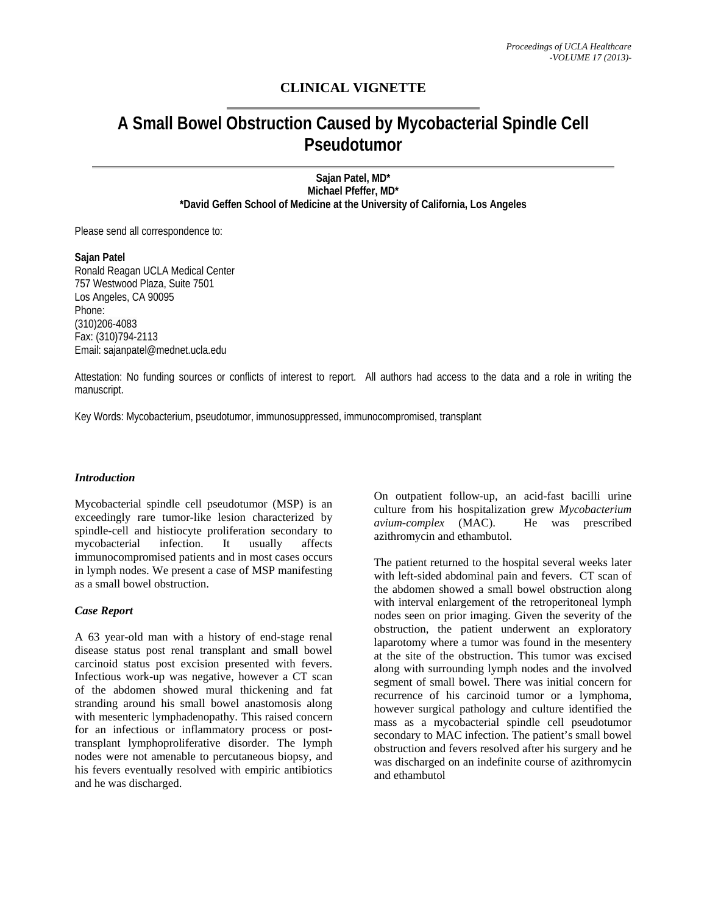CLINICAL VIGNETTE

# A Small Bowel Obstruction Caused by Mycobacterial Spindle Cell Pseudotumor

**Sajan Patel, MD\***
**Michael Pfeffer, MD\***
**\*David Geffen School of Medicine at the University of California, Los Angeles**

Please send all correspondence to:

**Sajan Patel**
Ronald Reagan UCLA Medical Center
757 Westwood Plaza, Suite 7501
Los Angeles, CA 90095
Phone:
(310)206-4083
Fax: (310)794-2113
Email: sajanpatel@mednet.ucla.edu

Attestation: No funding sources or conflicts of interest to report. All authors had access to the data and a role in writing the manuscript.

Key Words: Mycobacterium, pseudotumor, immunosuppressed, immunocompromised, transplant

### *Introduction*

Mycobacterial spindle cell pseudotumor (MSP) is an exceedingly rare tumor-like lesion characterized by spindle-cell and histiocyte proliferation secondary to mycobacterial infection. It usually affects immunocompromised patients and in most cases occurs in lymph nodes. We present a case of MSP manifesting as a small bowel obstruction.

### *Case Report*

A 63 year-old man with a history of end-stage renal disease status post renal transplant and small bowel carcinoid status post excision presented with fevers. Infectious work-up was negative, however a CT scan of the abdomen showed mural thickening and fat stranding around his small bowel anastomosis along with mesenteric lymphadenopathy. This raised concern for an infectious or inflammatory process or post-transplant lymphoproliferative disorder. The lymph nodes were not amenable to percutaneous biopsy, and his fevers eventually resolved with empiric antibiotics and he was discharged.

On outpatient follow-up, an acid-fast bacilli urine culture from his hospitalization grew *Mycobacterium avium-complex* (MAC). He was prescribed azithromycin and ethambutol.

The patient returned to the hospital several weeks later with left-sided abdominal pain and fevers. CT scan of the abdomen showed a small bowel obstruction along with interval enlargement of the retroperitoneal lymph nodes seen on prior imaging. Given the severity of the obstruction, the patient underwent an exploratory laparotomy where a tumor was found in the mesentery at the site of the obstruction. This tumor was excised along with surrounding lymph nodes and the involved segment of small bowel. There was initial concern for recurrence of his carcinoid tumor or a lymphoma, however surgical pathology and culture identified the mass as a mycobacterial spindle cell pseudotumor secondary to MAC infection. The patient's small bowel obstruction and fevers resolved after his surgery and he was discharged on an indefinite course of azithromycin and ethambutol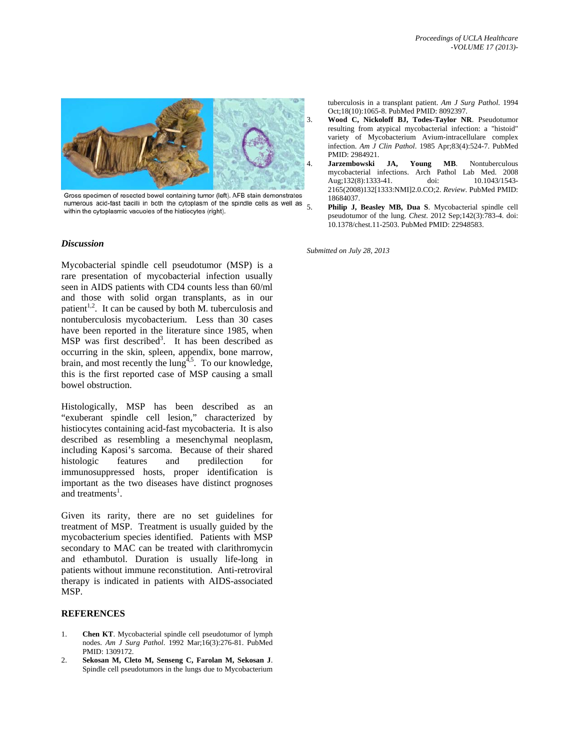Gross specimen of resected bowel containing tumor (left). AFB stain demonstrates numerous acid-fast bacilli in both the cytoplasm of the spindle cells as well as within the cytoplasmic vacuoles of the histiocytes (right).

### *Discussion*

Mycobacterial spindle cell pseudotumor (MSP) is a rare presentation of mycobacterial infection usually seen in AIDS patients with CD4 counts less than 60/ml and those with solid organ transplants, as in our patient[1,2]. It can be caused by both M. tuberculosis and nontuberculosis mycobacterium. Less than 30 cases have been reported in the literature since 1985, when MSP was first described[3]. It has been described as occurring in the skin, spleen, appendix, bone marrow, brain, and most recently the lung[4,5]. To our knowledge, this is the first reported case of MSP causing a small bowel obstruction.

Histologically, MSP has been described as an "exuberant spindle cell lesion," characterized by histiocytes containing acid-fast mycobacteria. It is also described as resembling a mesenchymal neoplasm, including Kaposi's sarcoma. Because of their shared histologic features and predilection for immunosuppressed hosts, proper identification is important as the two diseases have distinct prognoses and treatments[1].

Given its rarity, there are no set guidelines for treatment of MSP. Treatment is usually guided by the mycobacterium species identified. Patients with MSP secondary to MAC can be treated with clarithromycin and ethambutol. Duration is usually life-long in patients without immune reconstitution. Anti-retroviral therapy is indicated in patients with AIDS-associated MSP.

## REFERENCES

1. **Chen KT**. Mycobacterial spindle cell pseudotumor of lymph nodes. *Am J Surg Pathol*. 1992 Mar;16(3):276-81. PubMed PMID: 1309172.
2. **Sekosan M, Cleto M, Senseng C, Farolan M, Sekosan J**. Spindle cell pseudotumors in the lungs due to Mycobacterium tuberculosis in a transplant patient. *Am J Surg Pathol*. 1994 Oct;18(10):1065-8. PubMed PMID: 8092397.
3. **Wood C, Nickoloff BJ, Todes-Taylor NR**. Pseudotumor resulting from atypical mycobacterial infection: a "histoid" variety of Mycobacterium Avium-intracellulare complex infection. *Am J Clin Pathol*. 1985 Apr;83(4):524-7. PubMed PMID: 2984921.
4. **Jarzembowski JA, Young MB**. Nontuberculous mycobacterial infections. Arch Pathol Lab Med. 2008 Aug;132(8):1333-41. doi: 10.1043/1543-2165(2008)132[1333:NMI]2.0.CO;2. *Review*. PubMed PMID: 18684037.
5. **Philip J, Beasley MB, Dua S**. Mycobacterial spindle cell pseudotumor of the lung. *Chest*. 2012 Sep;142(3):783-4. doi: 10.1378/chest.11-2503. PubMed PMID: 22948583.

*Submitted on July 28, 2013*